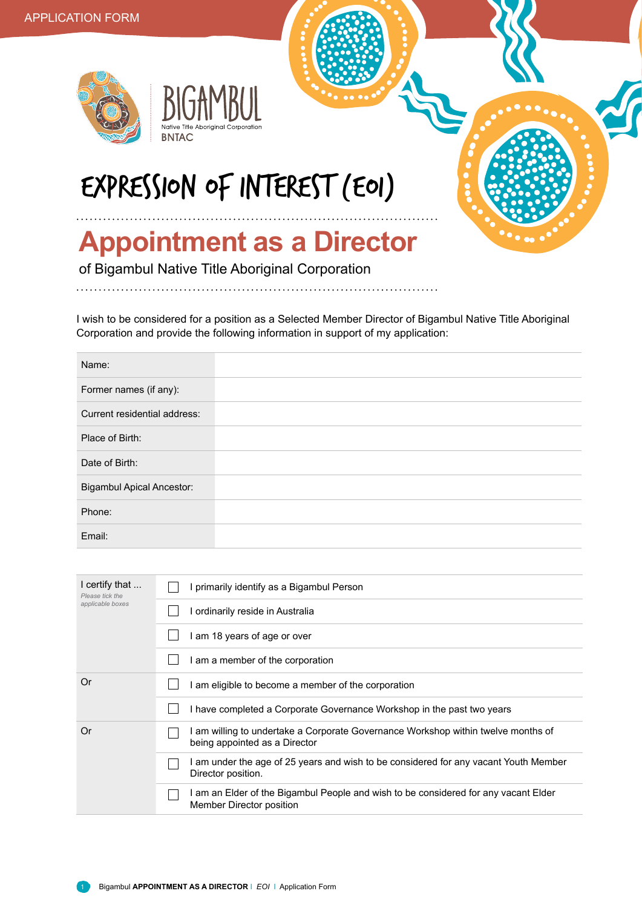APPLICATION FORM

BIGAMBUL
Native Title Aboriginal Corporation
BNTAC

# EXPRESSION OF INTEREST (EOI)

## Appointment as a Director

of Bigambul Native Title Aboriginal Corporation

I wish to be considered for a position as a Selected Member Director of Bigambul Native Title Aboriginal Corporation and provide the following information in support of my application:

| | |
|---|---|
| Name: | |
| Former names (if any): | |
| Current residential address: | |
| Place of Birth: | |
| Date of Birth: | |
| Bigambul Apical Ancestor: | |
| Phone: | |
| Email: | |

| | | |
|---|---|---|
| I certify that ... *Please tick the applicable boxes* | ☐ | I primarily identify as a Bigambul Person |
| | ☐ | I ordinarily reside in Australia |
| | ☐ | I am 18 years of age or over |
| | ☐ | I am a member of the corporation |
| Or | ☐ | I am eligible to become a member of the corporation |
| | ☐ | I have completed a Corporate Governance Workshop in the past two years |
| Or | ☐ | I am willing to undertake a Corporate Governance Workshop within twelve months of being appointed as a Director |
| | ☐ | I am under the age of 25 years and wish to be considered for any vacant Youth Member Director position. |
| | ☐ | I am an Elder of the Bigambul People and wish to be considered for any vacant Elder Member Director position |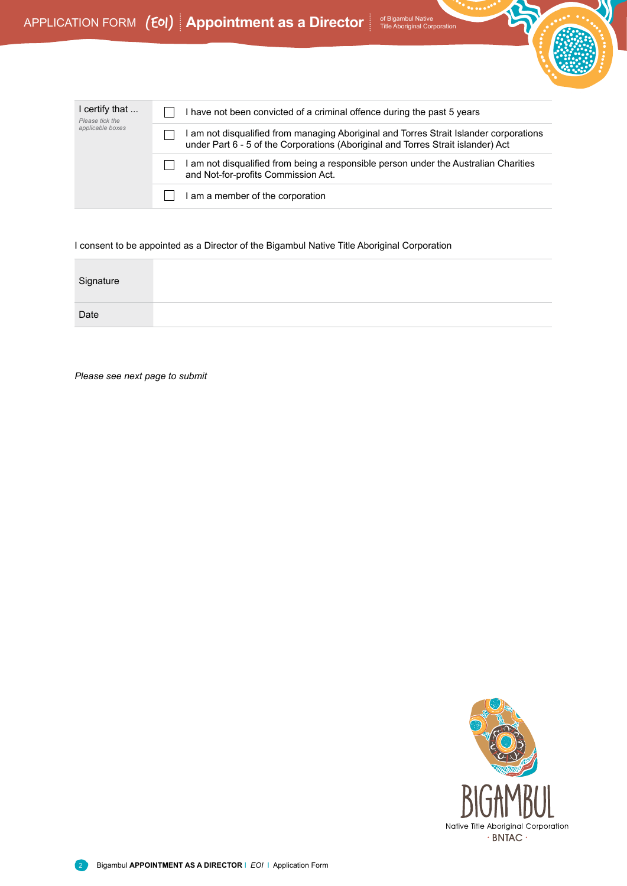| I certify that ... *Please tick the applicable boxes* | | |
|---|---|---|
| | ☐ | I have not been convicted of a criminal offence during the past 5 years |
| | ☐ | I am not disqualified from managing Aboriginal and Torres Strait Islander corporations under Part 6 - 5 of the Corporations (Aboriginal and Torres Strait islander) Act |
| | ☐ | I am not disqualified from being a responsible person under the Australian Charities and Not-for-profits Commission Act. |
| | ☐ | I am a member of the corporation |

I consent to be appointed as a Director of the Bigambul Native Title Aboriginal Corporation

| Signature | |
|---|---|
| Date | |

*Please see next page to submit*

BIGAMBUL
Native Title Aboriginal Corporation
· BNTAC ·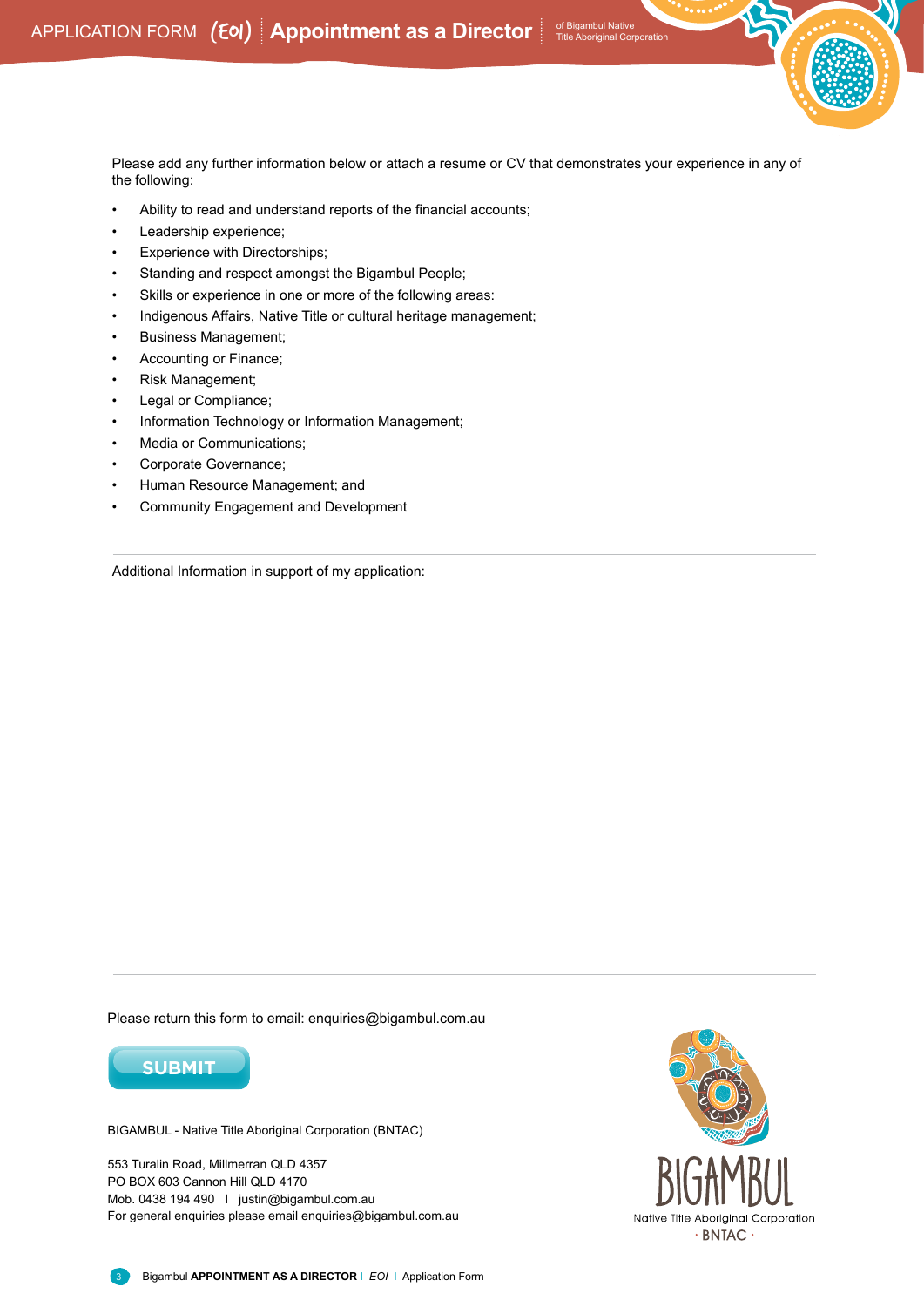Please add any further information below or attach a resume or CV that demonstrates your experience in any of the following:

- Ability to read and understand reports of the financial accounts;
- Leadership experience;
- Experience with Directorships;
- Standing and respect amongst the Bigambul People;
- Skills or experience in one or more of the following areas:
- Indigenous Affairs, Native Title or cultural heritage management;
- Business Management;
- Accounting or Finance;
- Risk Management;
- Legal or Compliance;
- Information Technology or Information Management;
- Media or Communications;
- Corporate Governance;
- Human Resource Management; and
- Community Engagement and Development

---

Additional Information in support of my application:

---

Please return this form to email: enquiries@bigambul.com.au

SUBMIT

BIGAMBUL - Native Title Aboriginal Corporation (BNTAC)

553 Turalin Road, Millmerran QLD 4357
PO BOX 603 Cannon Hill QLD 4170
Mob. 0438 194 490 I justin@bigambul.com.au
For general enquiries please email enquiries@bigambul.com.au

BIGAMBUL
Native Title Aboriginal Corporation
· BNTAC ·